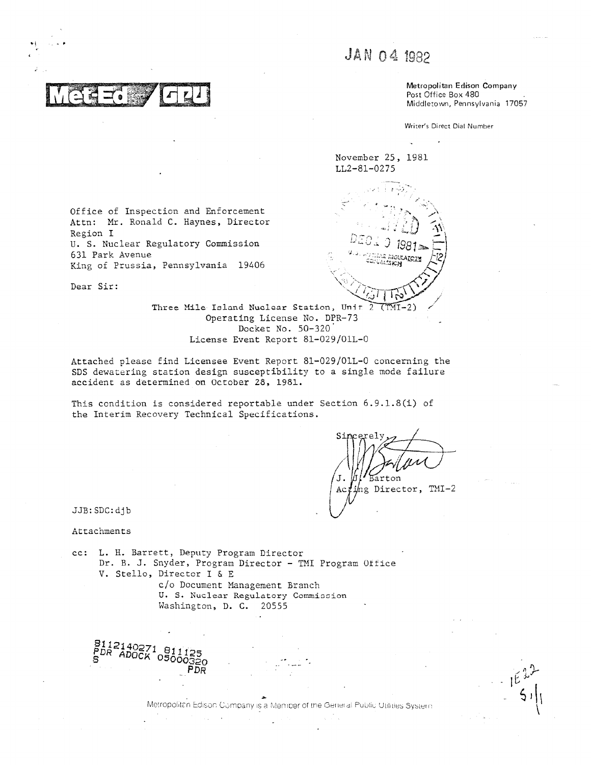JAN 04 1982

Met-Ed / GPU

Metropolitan Edison Company
Post Office Box 480
Middletown, Pennsylvania 17057

Writer's Direct Dial Number

November 25, 1981
LL2-81-0275

Office of Inspection and Enforcement
Attn: Mr. Ronald C. Haynes, Director
Region I
U. S. Nuclear Regulatory Commission
631 Park Avenue
King of Prussia, Pennsylvania 19406

Dear Sir:

Three Mile Island Nuclear Station, Unit 2 (TMI-2)
Operating License No. DPR-73
Docket No. 50-320
License Event Report 81-029/01L-0

Attached please find Licensee Event Report 81-029/01L-0 concerning the SDS dewatering station design susceptibility to a single mode failure accident as determined on October 28, 1981.

This condition is considered reportable under Section 6.9.1.8(i) of the Interim Recovery Technical Specifications.

Sincerely,

J. J. Barton
Acting Director, TMI-2

JJB:SDC:djb

Attachments

cc: L. H. Barrett, Deputy Program Director
Dr. B. J. Snyder, Program Director - TMI Program Office
V. Stello, Director I & E
c/o Document Management Branch
U. S. Nuclear Regulatory Commission
Washington, D. C. 20555

8112140271 811125
PDR ADOCK 05000320
S PDR

Metropolitan Edison Company is a Member of the General Public Utilities System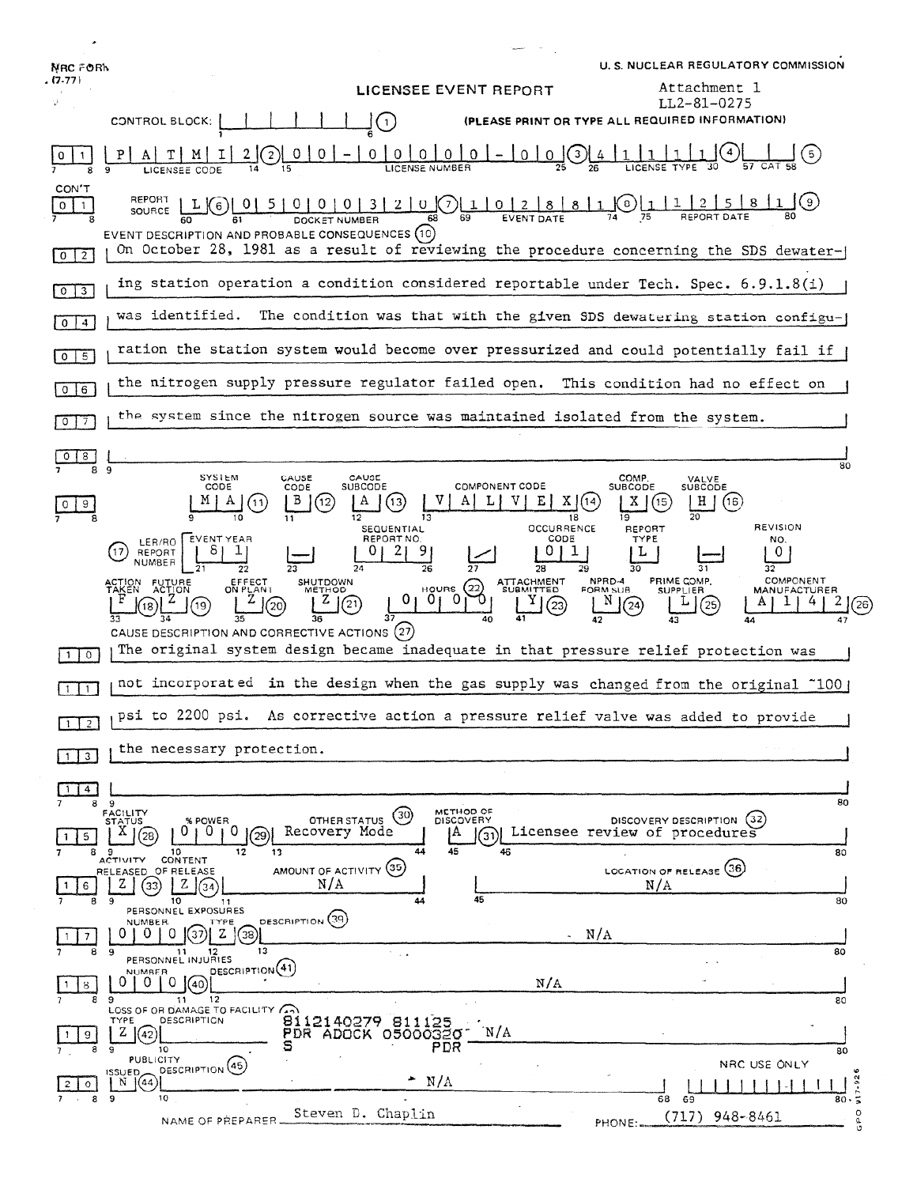NRC FORM (7-77)

U. S. NUCLEAR REGULATORY COMMISSION

Attachment 1
LL2-81-0275

# LICENSEE EVENT REPORT

CONTROL BLOCK: (1) **(PLEASE PRINT OR TYPE ALL REQUIRED INFORMATION)**

| Line | Field | Value |
|---|---|---|
| 01 | Licensee Code (2) | P A T M I 2 |
| | License Number (3) | 0 0 - 0 0 0 0 0 - 0 0 |
| | License Type (4) | 4 1 1 1 1 |
| | CAT (5) | |
| CON'T 01 | Report Source (6) | L |
| | Docket Number (7) | 0 5 0 0 0 3 2 0 |
| | Event Date (8) | 1 0 2 8 8 1 |
| | Report Date (9) | 1 1 2 5 8 1 |

**EVENT DESCRIPTION AND PROBABLE CONSEQUENCES (10)**

On October 28, 1981 as a result of reviewing the procedure concerning the SDS dewatering station operation a condition considered reportable under Tech. Spec. 6.9.1.8(i) was identified. The condition was that with the given SDS dewatering station configuration the station system would become over pressurized and could potentially fail if the nitrogen supply pressure regulator failed open. This condition had no effect on the system since the nitrogen source was maintained isolated from the system.

| System Code (11) | Cause Code (12) | Cause Subcode (13) | Component Code (14) | Comp. Subcode (15) | Valve Subcode (16) |
|---|---|---|---|---|---|
| M A | B | A | V A L V E X | X | H |

| LER/RO Report Number (17) | Event Year | Sequential Report No. | Occurrence Code | Report Type | Revision No. |
|---|---|---|---|---|---|
| | 8 1 | 0 2 9 | 0 1 | L | 0 |

| Action Taken (18) | Future Action (19) | Effect on Plant (20) | Shutdown Method (21) | Hours (22) | Attachment Submitted (23) | NPRD-4 Form Sub. (24) | Prime Comp. Supplier (25) | Component Manufacturer (26) |
|---|---|---|---|---|---|---|---|---|
| F | Z | Z | Z | 0 0 0 0 | Y | N | L | A 1 4 2 |

**CAUSE DESCRIPTION AND CORRECTIVE ACTIONS (27)**

The original system design became inadequate in that pressure relief protection was not incorporated in the design when the gas supply was changed from the original ~100 psi to 2200 psi. As corrective action a pressure relief valve was added to provide the necessary protection.

| Facility Status (28) | % Power (29) | Other Status (30) | Method of Discovery (31) | Discovery Description (32) |
|---|---|---|---|---|
| X | 0 0 0 | Recovery Mode | A | Licensee review of procedures |

| Activity Released of Release (33) | Content (34) | Amount of Activity (35) | Location of Release (36) |
|---|---|---|---|
| Z | Z | N/A | N/A |

**PERSONNEL EXPOSURES**

| Number (37) | Type (38) | Description (39) |
|---|---|---|
| 0 0 0 | Z | N/A |

**PERSONNEL INJURIES**

| Number (40) | Description (41) |
|---|---|
| 0 0 0 | N/A |

**LOSS OF OR DAMAGE TO FACILITY (43)**

| Type (42) | Description |
|---|---|
| Z | N/A |

8112140279 811125
PDR ADOCK 05000320
S PDR

**PUBLICITY**

| Issued (44) | Description (45) |
|---|---|
| N | N/A |

NRC USE ONLY

NAME OF PREPARER: Steven D. Chaplin PHONE: (717) 948-8461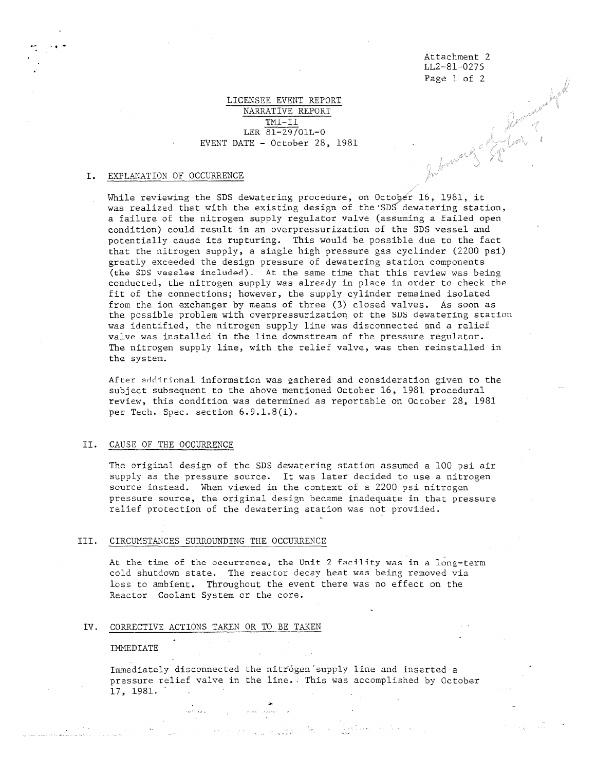Attachment 2
LL2-81-0275

# LICENSEE EVENT REPORT
## NARRATIVE REPORT
### TMI-II
LER 81-29/01L-0
EVENT DATE - October 28, 1981

## I. EXPLANATION OF OCCURRENCE

While reviewing the SDS dewatering procedure, on October 16, 1981, it was realized that with the existing design of the SDS dewatering station, a failure of the nitrogen supply regulator valve (assuming a failed open condition) could result in an overpressurization of the SDS vessel and potentially cause its rupturing. This would be possible due to the fact that the nitrogen supply, a single high pressure gas cyclinder (2200 psi) greatly exceeded the design pressure of dewatering station components (the SDS vessles included). At the same time that this review was being conducted, the nitrogen supply was already in place in order to check the fit of the connections; however, the supply cylinder remained isolated from the ion exchanger by means of three (3) closed valves. As soon as the possible problem with overpressurization of the SDS dewatering station was identified, the nitrogen supply line was disconnected and a relief valve was installed in the line downstream of the pressure regulator. The nitrogen supply line, with the relief valve, was then reinstalled in the system.

After additional information was gathered and consideration given to the subject subsequent to the above mentioned October 16, 1981 procedural review, this condition was determined as reportable on October 28, 1981 per Tech. Spec. section 6.9.1.8(i).

## II. CAUSE OF THE OCCURRENCE

The original design of the SDS dewatering station assumed a 100 psi air supply as the pressure source. It was later decided to use a nitrogen source instead. When viewed in the context of a 2200 psi nitrogen pressure source, the original design became inadequate in that pressure relief protection of the dewatering station was not provided.

## III. CIRCUMSTANCES SURROUNDING THE OCCURRENCE

At the time of the occurrence, the Unit 2 facility was in a long-term cold shutdown state. The reactor decay heat was being removed via loss to ambient. Throughout the event there was no effect on the Reactor Coolant System or the core.

## IV. CORRECTIVE ACTIONS TAKEN OR TO BE TAKEN

IMMEDIATE

Immediately disconnected the nitrogen supply line and inserted a pressure relief valve in the line. This was accomplished by October 17, 1981.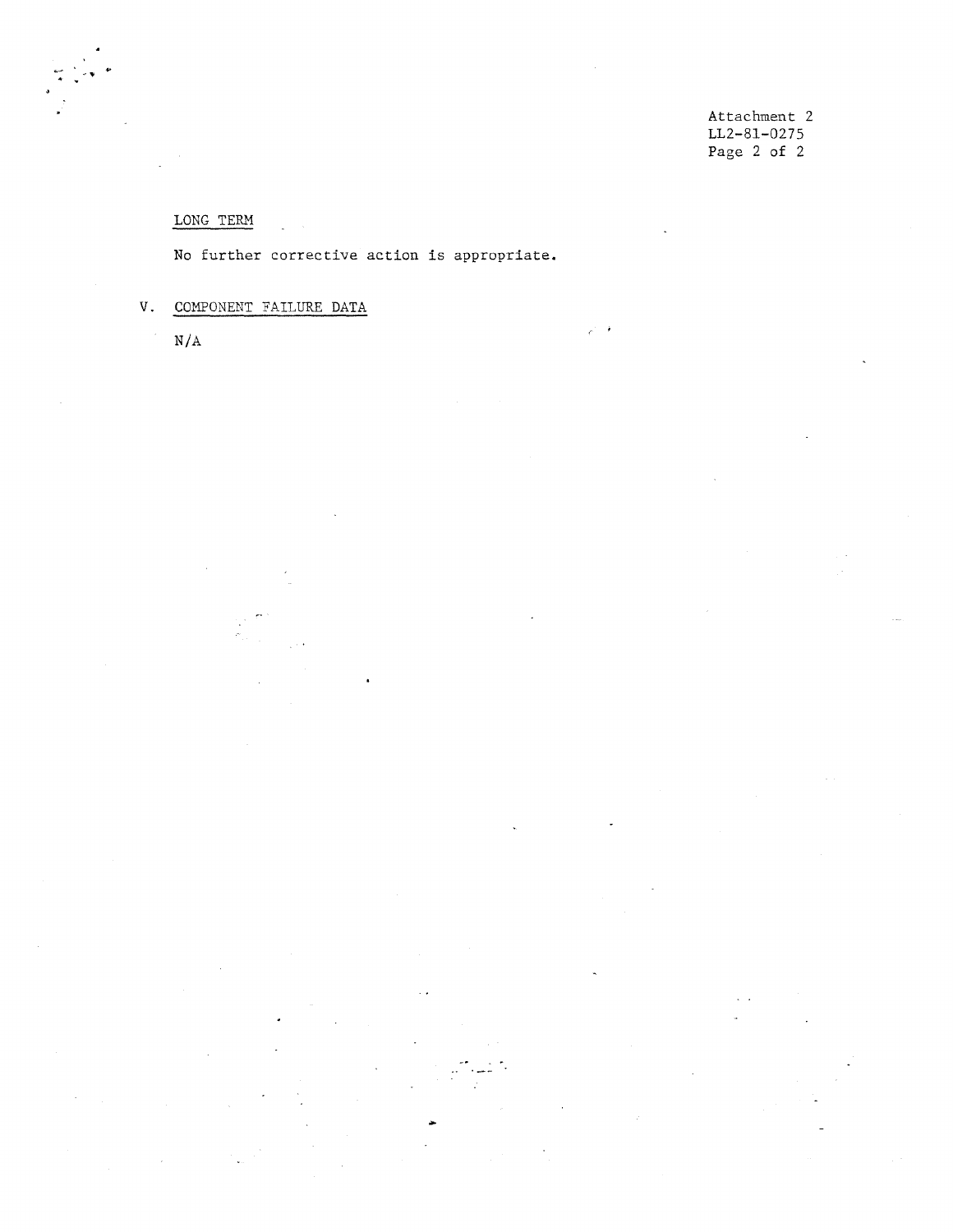Attachment 2
LL2-81-0275

LONG TERM

No further corrective action is appropriate.

V. COMPONENT FAILURE DATA

N/A